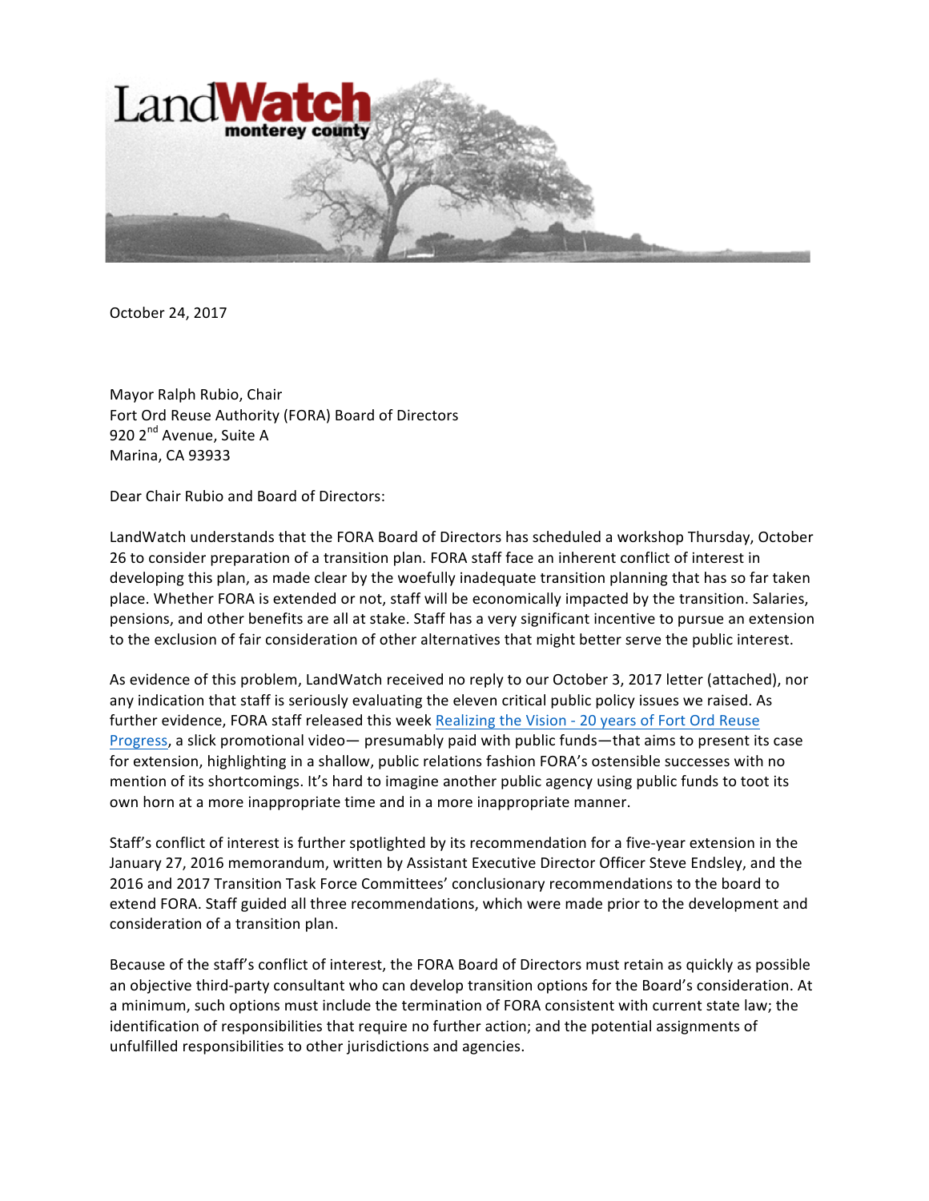LandWatch monterey county

October 24, 2017

Mayor Ralph Rubio, Chair
Fort Ord Reuse Authority (FORA) Board of Directors
920 2nd Avenue, Suite A
Marina, CA 93933

Dear Chair Rubio and Board of Directors:

LandWatch understands that the FORA Board of Directors has scheduled a workshop Thursday, October 26 to consider preparation of a transition plan. FORA staff face an inherent conflict of interest in developing this plan, as made clear by the woefully inadequate transition planning that has so far taken place. Whether FORA is extended or not, staff will be economically impacted by the transition. Salaries, pensions, and other benefits are all at stake. Staff has a very significant incentive to pursue an extension to the exclusion of fair consideration of other alternatives that might better serve the public interest.

As evidence of this problem, LandWatch received no reply to our October 3, 2017 letter (attached), nor any indication that staff is seriously evaluating the eleven critical public policy issues we raised. As further evidence, FORA staff released this week Realizing the Vision - 20 years of Fort Ord Reuse Progress, a slick promotional video— presumably paid with public funds—that aims to present its case for extension, highlighting in a shallow, public relations fashion FORA's ostensible successes with no mention of its shortcomings. It's hard to imagine another public agency using public funds to toot its own horn at a more inappropriate time and in a more inappropriate manner.

Staff's conflict of interest is further spotlighted by its recommendation for a five-year extension in the January 27, 2016 memorandum, written by Assistant Executive Director Officer Steve Endsley, and the 2016 and 2017 Transition Task Force Committees' conclusionary recommendations to the board to extend FORA. Staff guided all three recommendations, which were made prior to the development and consideration of a transition plan.

Because of the staff's conflict of interest, the FORA Board of Directors must retain as quickly as possible an objective third-party consultant who can develop transition options for the Board's consideration. At a minimum, such options must include the termination of FORA consistent with current state law; the identification of responsibilities that require no further action; and the potential assignments of unfulfilled responsibilities to other jurisdictions and agencies.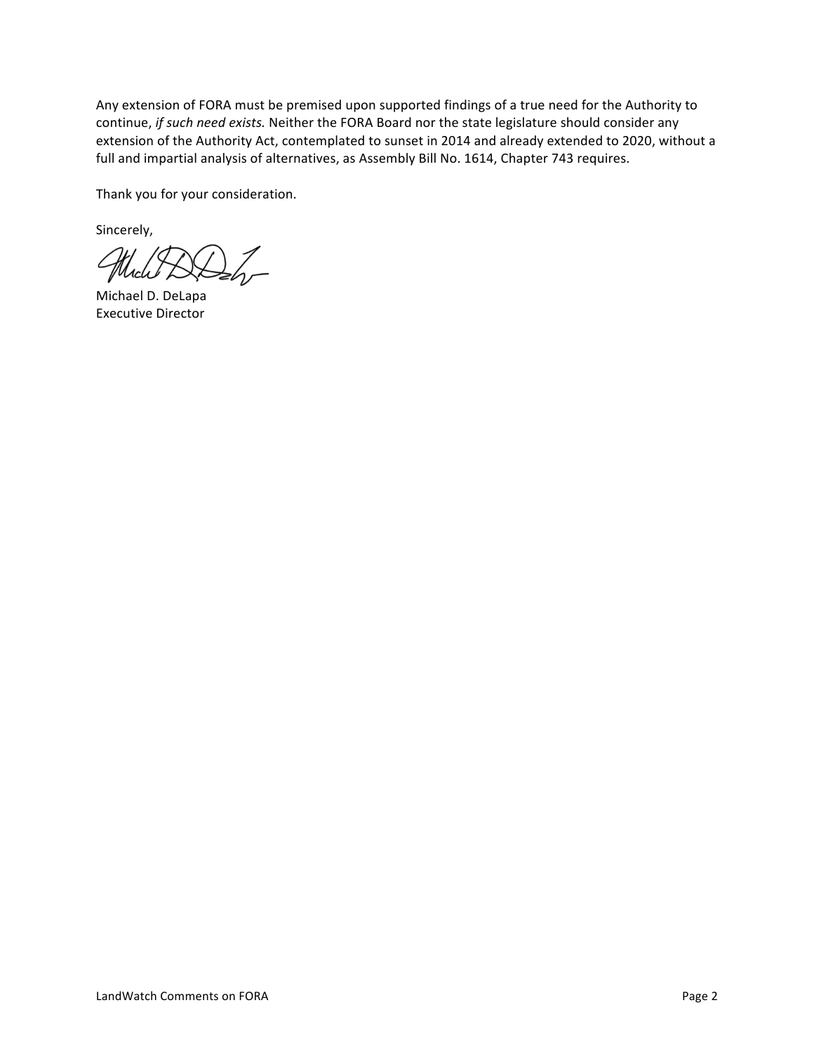Any extension of FORA must be premised upon supported findings of a true need for the Authority to continue, *if such need exists.* Neither the FORA Board nor the state legislature should consider any extension of the Authority Act, contemplated to sunset in 2014 and already extended to 2020, without a full and impartial analysis of alternatives, as Assembly Bill No. 1614, Chapter 743 requires.

Thank you for your consideration.

Sincerely,

Michael D. DeLapa
Executive Director